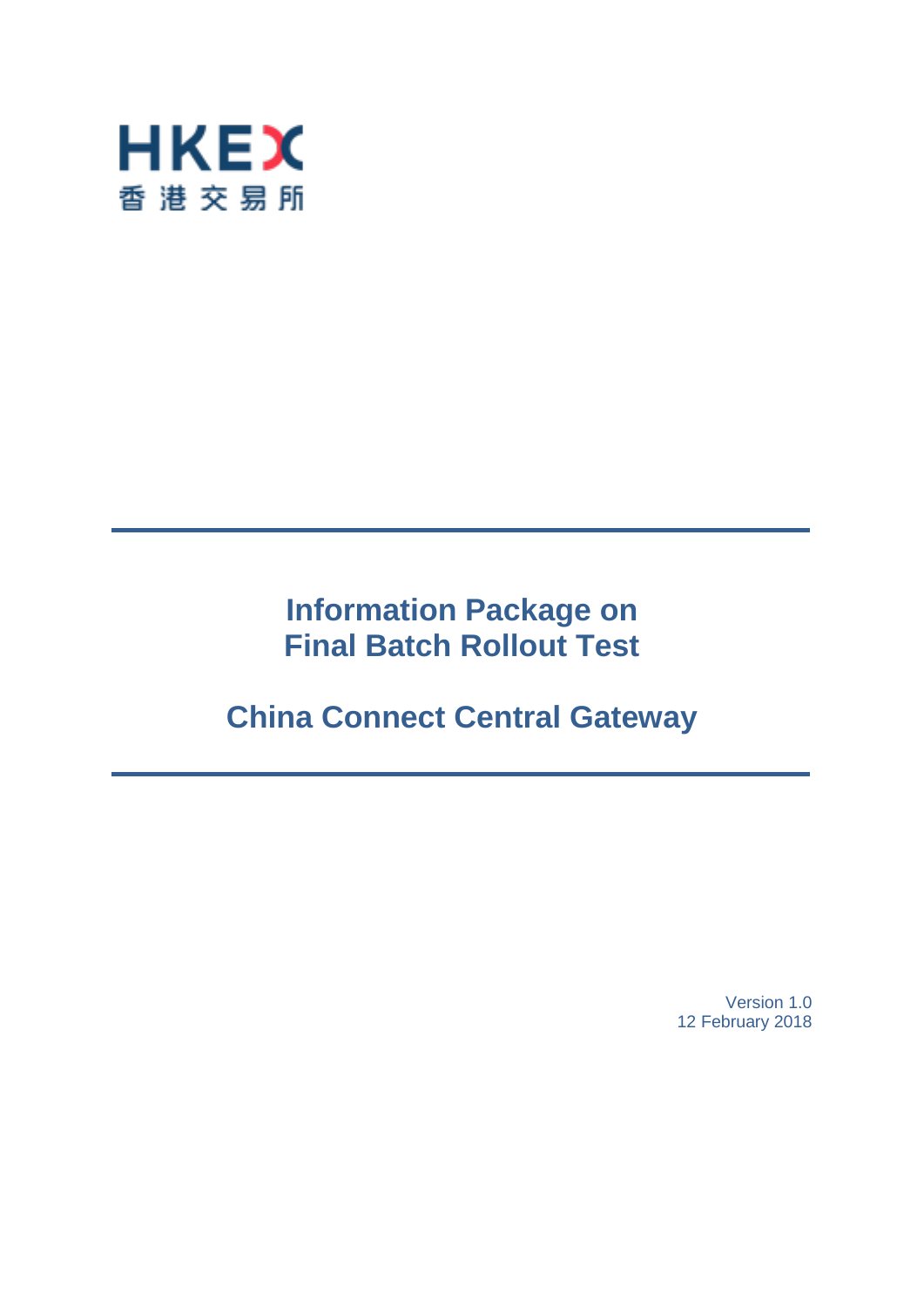HKEX
香港交易所

# Information Package on Final Batch Rollout Test

# China Connect Central Gateway

Version 1.0
12 February 2018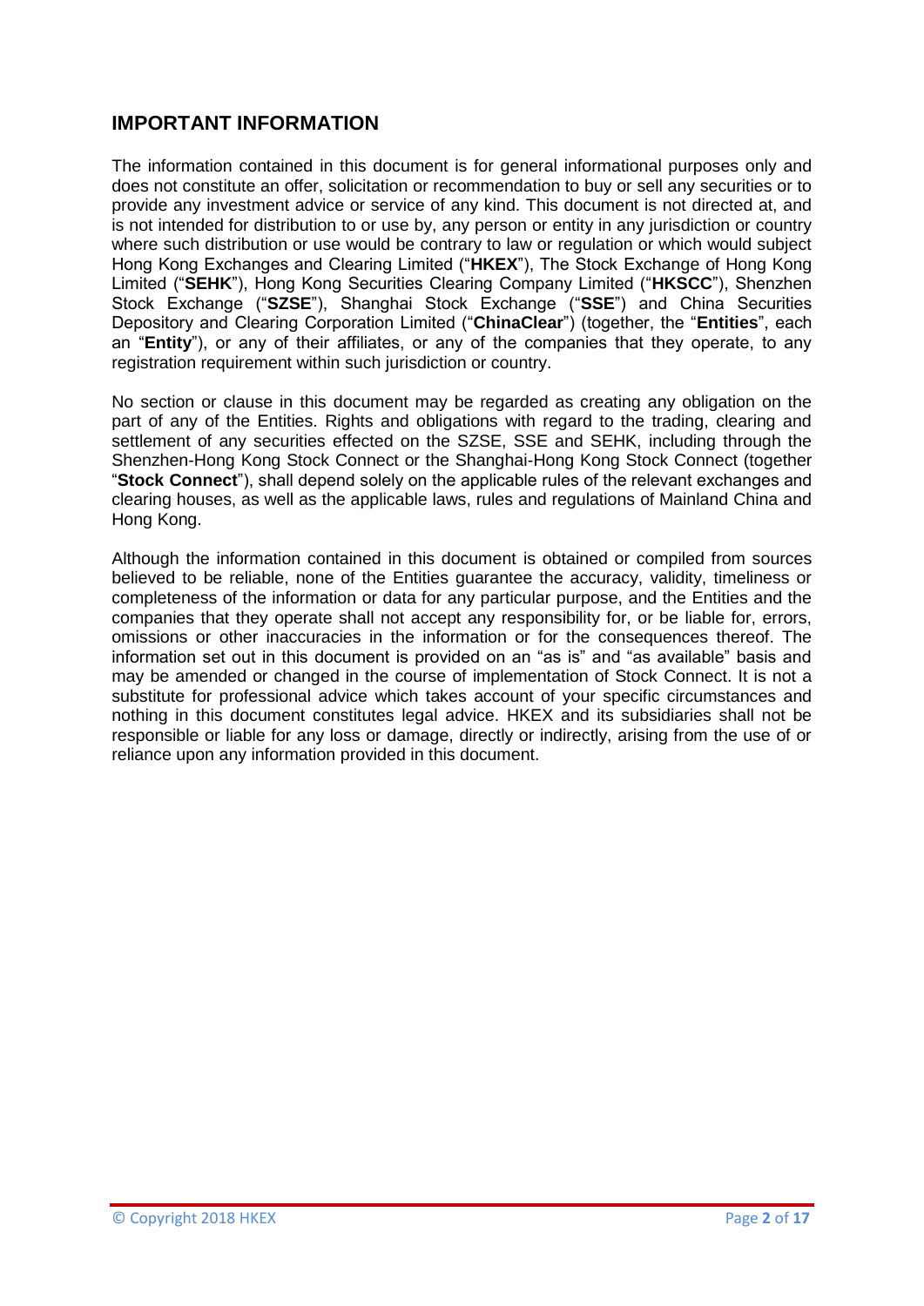## IMPORTANT INFORMATION

The information contained in this document is for general informational purposes only and does not constitute an offer, solicitation or recommendation to buy or sell any securities or to provide any investment advice or service of any kind. This document is not directed at, and is not intended for distribution to or use by, any person or entity in any jurisdiction or country where such distribution or use would be contrary to law or regulation or which would subject Hong Kong Exchanges and Clearing Limited ("**HKEX**"), The Stock Exchange of Hong Kong Limited ("**SEHK**"), Hong Kong Securities Clearing Company Limited ("**HKSCC**"), Shenzhen Stock Exchange ("**SZSE**"), Shanghai Stock Exchange ("**SSE**") and China Securities Depository and Clearing Corporation Limited ("**ChinaClear**") (together, the "**Entities**", each an "**Entity**"), or any of their affiliates, or any of the companies that they operate, to any registration requirement within such jurisdiction or country.

No section or clause in this document may be regarded as creating any obligation on the part of any of the Entities. Rights and obligations with regard to the trading, clearing and settlement of any securities effected on the SZSE, SSE and SEHK, including through the Shenzhen-Hong Kong Stock Connect or the Shanghai-Hong Kong Stock Connect (together "**Stock Connect**"), shall depend solely on the applicable rules of the relevant exchanges and clearing houses, as well as the applicable laws, rules and regulations of Mainland China and Hong Kong.

Although the information contained in this document is obtained or compiled from sources believed to be reliable, none of the Entities guarantee the accuracy, validity, timeliness or completeness of the information or data for any particular purpose, and the Entities and the companies that they operate shall not accept any responsibility for, or be liable for, errors, omissions or other inaccuracies in the information or for the consequences thereof. The information set out in this document is provided on an "as is" and "as available" basis and may be amended or changed in the course of implementation of Stock Connect. It is not a substitute for professional advice which takes account of your specific circumstances and nothing in this document constitutes legal advice. HKEX and its subsidiaries shall not be responsible or liable for any loss or damage, directly or indirectly, arising from the use of or reliance upon any information provided in this document.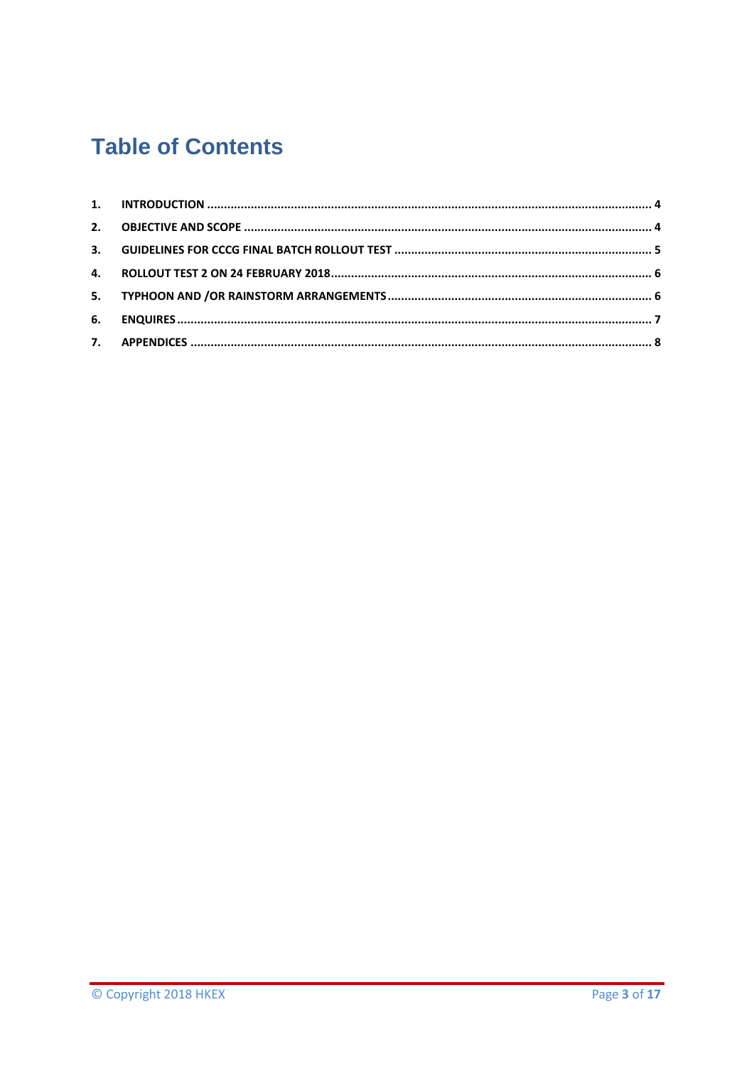# Table of Contents

1. **INTRODUCTION** ..... 4
2. **OBJECTIVE AND SCOPE** ..... 4
3. **GUIDELINES FOR CCCG FINAL BATCH ROLLOUT TEST** ..... 5
4. **ROLLOUT TEST 2 ON 24 FEBRUARY 2018** ..... 6
5. **TYPHOON AND /OR RAINSTORM ARRANGEMENTS** ..... 6
6. **ENQUIRES** ..... 7
7. **APPENDICES** ..... 8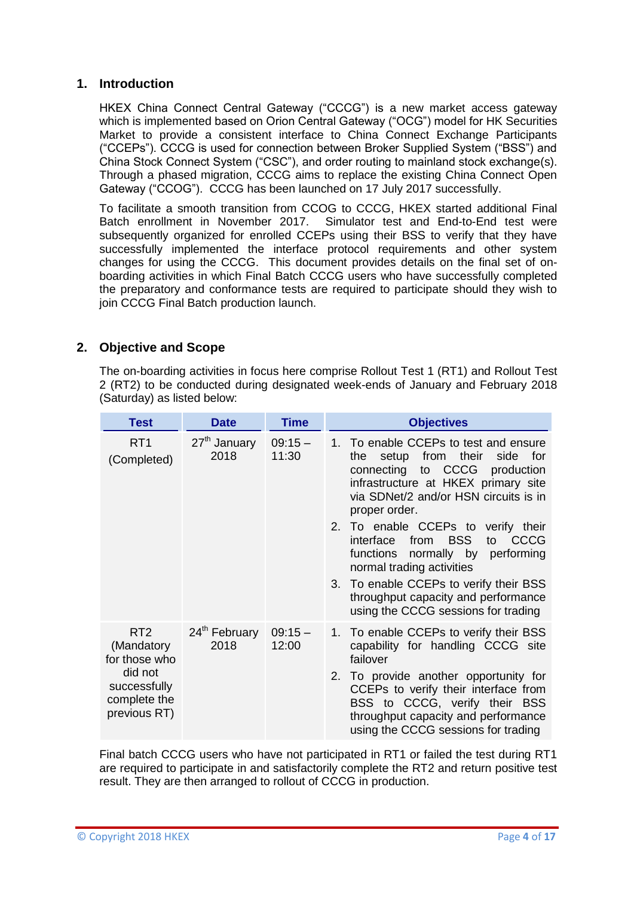## 1. Introduction

HKEX China Connect Central Gateway ("CCCG") is a new market access gateway which is implemented based on Orion Central Gateway ("OCG") model for HK Securities Market to provide a consistent interface to China Connect Exchange Participants ("CCEPs"). CCCG is used for connection between Broker Supplied System ("BSS") and China Stock Connect System ("CSC"), and order routing to mainland stock exchange(s). Through a phased migration, CCCG aims to replace the existing China Connect Open Gateway ("CCOG"). CCCG has been launched on 17 July 2017 successfully.

To facilitate a smooth transition from CCOG to CCCG, HKEX started additional Final Batch enrollment in November 2017. Simulator test and End-to-End test were subsequently organized for enrolled CCEPs using their BSS to verify that they have successfully implemented the interface protocol requirements and other system changes for using the CCCG. This document provides details on the final set of on-boarding activities in which Final Batch CCCG users who have successfully completed the preparatory and conformance tests are required to participate should they wish to join CCCG Final Batch production launch.

## 2. Objective and Scope

The on-boarding activities in focus here comprise Rollout Test 1 (RT1) and Rollout Test 2 (RT2) to be conducted during designated week-ends of January and February 2018 (Saturday) as listed below:

| Test | Date | Time | Objectives |
|---|---|---|---|
| RT1 (Completed) | 27th January 2018 | 09:15 – 11:30 | 1. To enable CCEPs to test and ensure the setup from their side for connecting to CCCG production infrastructure at HKEX primary site via SDNet/2 and/or HSN circuits is in proper order.<br>2. To enable CCEPs to verify their interface from BSS to CCCG functions normally by performing normal trading activities<br>3. To enable CCEPs to verify their BSS throughput capacity and performance using the CCCG sessions for trading |
| RT2 (Mandatory for those who did not successfully complete the previous RT) | 24th February 2018 | 09:15 – 12:00 | 1. To enable CCEPs to verify their BSS capability for handling CCCG site failover<br>2. To provide another opportunity for CCEPs to verify their interface from BSS to CCCG, verify their BSS throughput capacity and performance using the CCCG sessions for trading |

Final batch CCCG users who have not participated in RT1 or failed the test during RT1 are required to participate in and satisfactorily complete the RT2 and return positive test result. They are then arranged to rollout of CCCG in production.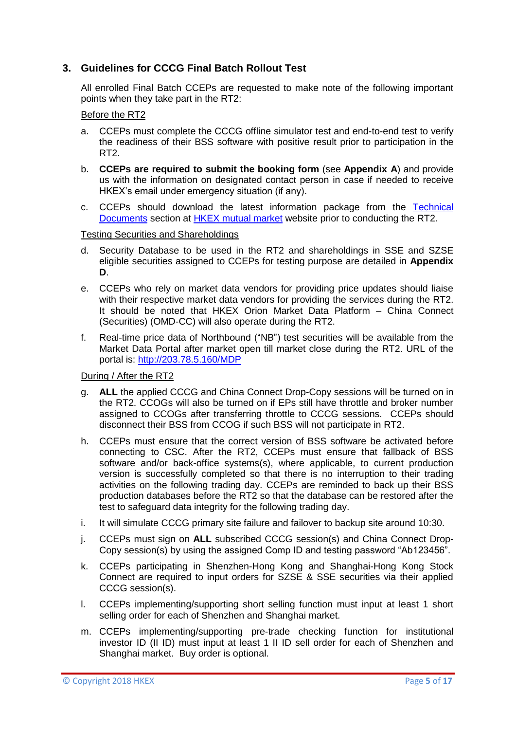## 3. Guidelines for CCCG Final Batch Rollout Test

All enrolled Final Batch CCEPs are requested to make note of the following important points when they take part in the RT2:

Before the RT2

a. CCEPs must complete the CCCG offline simulator test and end-to-end test to verify the readiness of their BSS software with positive result prior to participation in the RT2.

b. **CCEPs are required to submit the booking form** (see **Appendix A**) and provide us with the information on designated contact person in case if needed to receive HKEX's email under emergency situation (if any).

c. CCEPs should download the latest information package from the [Technical Documents] section at [HKEX mutual market] website prior to conducting the RT2.

Testing Securities and Shareholdings

d. Security Database to be used in the RT2 and shareholdings in SSE and SZSE eligible securities assigned to CCEPs for testing purpose are detailed in **Appendix D**.

e. CCEPs who rely on market data vendors for providing price updates should liaise with their respective market data vendors for providing the services during the RT2. It should be noted that HKEX Orion Market Data Platform – China Connect (Securities) (OMD-CC) will also operate during the RT2.

f. Real-time price data of Northbound ("NB") test securities will be available from the Market Data Portal after market open till market close during the RT2. URL of the portal is: http://203.78.5.160/MDP

During / After the RT2

g. **ALL** the applied CCCG and China Connect Drop-Copy sessions will be turned on in the RT2. CCOGs will also be turned on if EPs still have throttle and broker number assigned to CCOGs after transferring throttle to CCCG sessions. CCEPs should disconnect their BSS from CCOG if such BSS will not participate in RT2.

h. CCEPs must ensure that the correct version of BSS software be activated before connecting to CSC. After the RT2, CCEPs must ensure that fallback of BSS software and/or back-office systems(s), where applicable, to current production version is successfully completed so that there is no interruption to their trading activities on the following trading day. CCEPs are reminded to back up their BSS production databases before the RT2 so that the database can be restored after the test to safeguard data integrity for the following trading day.

i. It will simulate CCCG primary site failure and failover to backup site around 10:30.

j. CCEPs must sign on **ALL** subscribed CCCG session(s) and China Connect Drop-Copy session(s) by using the assigned Comp ID and testing password "Ab123456".

k. CCEPs participating in Shenzhen-Hong Kong and Shanghai-Hong Kong Stock Connect are required to input orders for SZSE & SSE securities via their applied CCCG session(s).

l. CCEPs implementing/supporting short selling function must input at least 1 short selling order for each of Shenzhen and Shanghai market.

m. CCEPs implementing/supporting pre-trade checking function for institutional investor ID (II ID) must input at least 1 II ID sell order for each of Shenzhen and Shanghai market. Buy order is optional.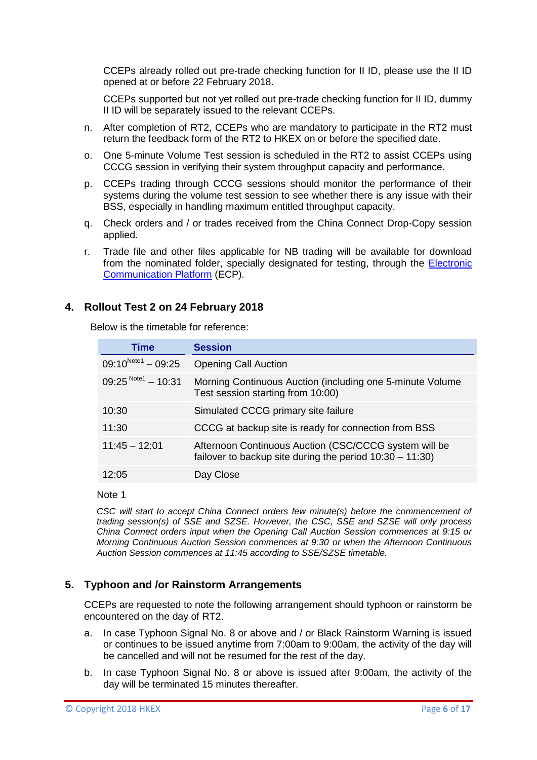CCEPs already rolled out pre-trade checking function for II ID, please use the II ID opened at or before 22 February 2018.

CCEPs supported but not yet rolled out pre-trade checking function for II ID, dummy II ID will be separately issued to the relevant CCEPs.

n. After completion of RT2, CCEPs who are mandatory to participate in the RT2 must return the feedback form of the RT2 to HKEX on or before the specified date.

o. One 5-minute Volume Test session is scheduled in the RT2 to assist CCEPs using CCCG session in verifying their system throughput capacity and performance.

p. CCEPs trading through CCCG sessions should monitor the performance of their systems during the volume test session to see whether there is any issue with their BSS, especially in handling maximum entitled throughput capacity.

q. Check orders and / or trades received from the China Connect Drop-Copy session applied.

r. Trade file and other files applicable for NB trading will be available for download from the nominated folder, specially designated for testing, through the Electronic Communication Platform (ECP).

## 4. Rollout Test 2 on 24 February 2018

Below is the timetable for reference:

| Time | Session |
|---|---|
| 09:10[Note1] – 09:25 | Opening Call Auction |
| 09:25 [Note1] – 10:31 | Morning Continuous Auction (including one 5-minute Volume Test session starting from 10:00) |
| 10:30 | Simulated CCCG primary site failure |
| 11:30 | CCCG at backup site is ready for connection from BSS |
| 11:45 – 12:01 | Afternoon Continuous Auction (CSC/CCCG system will be failover to backup site during the period 10:30 – 11:30) |
| 12:05 | Day Close |

Note 1

*CSC will start to accept China Connect orders few minute(s) before the commencement of trading session(s) of SSE and SZSE. However, the CSC, SSE and SZSE will only process China Connect orders input when the Opening Call Auction Session commences at 9:15 or Morning Continuous Auction Session commences at 9:30 or when the Afternoon Continuous Auction Session commences at 11:45 according to SSE/SZSE timetable.*

## 5. Typhoon and /or Rainstorm Arrangements

CCEPs are requested to note the following arrangement should typhoon or rainstorm be encountered on the day of RT2.

a. In case Typhoon Signal No. 8 or above and / or Black Rainstorm Warning is issued or continues to be issued anytime from 7:00am to 9:00am, the activity of the day will be cancelled and will not be resumed for the rest of the day.

b. In case Typhoon Signal No. 8 or above is issued after 9:00am, the activity of the day will be terminated 15 minutes thereafter.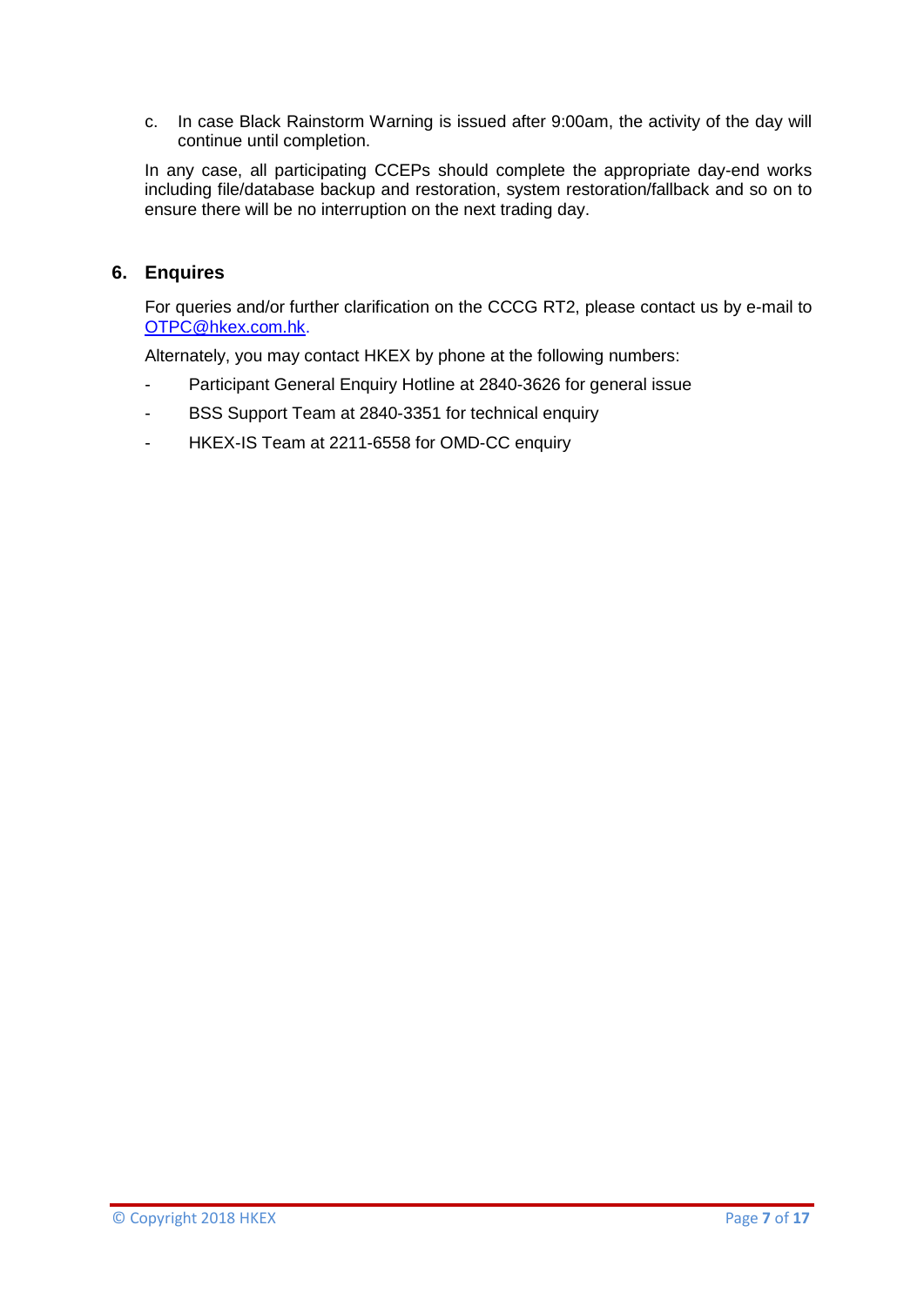c. In case Black Rainstorm Warning is issued after 9:00am, the activity of the day will continue until completion.

In any case, all participating CCEPs should complete the appropriate day-end works including file/database backup and restoration, system restoration/fallback and so on to ensure there will be no interruption on the next trading day.

## 6. Enquires

For queries and/or further clarification on the CCCG RT2, please contact us by e-mail to OTPC@hkex.com.hk.

Alternately, you may contact HKEX by phone at the following numbers:

- Participant General Enquiry Hotline at 2840-3626 for general issue
- BSS Support Team at 2840-3351 for technical enquiry
- HKEX-IS Team at 2211-6558 for OMD-CC enquiry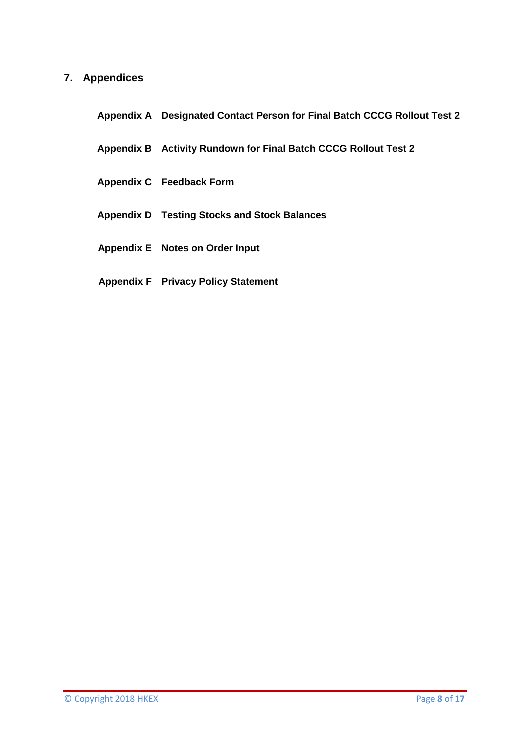## 7. Appendices

**Appendix A** **Designated Contact Person for Final Batch CCCG Rollout Test 2**

**Appendix B** **Activity Rundown for Final Batch CCCG Rollout Test 2**

**Appendix C** **Feedback Form**

**Appendix D** **Testing Stocks and Stock Balances**

**Appendix E** **Notes on Order Input**

**Appendix F** **Privacy Policy Statement**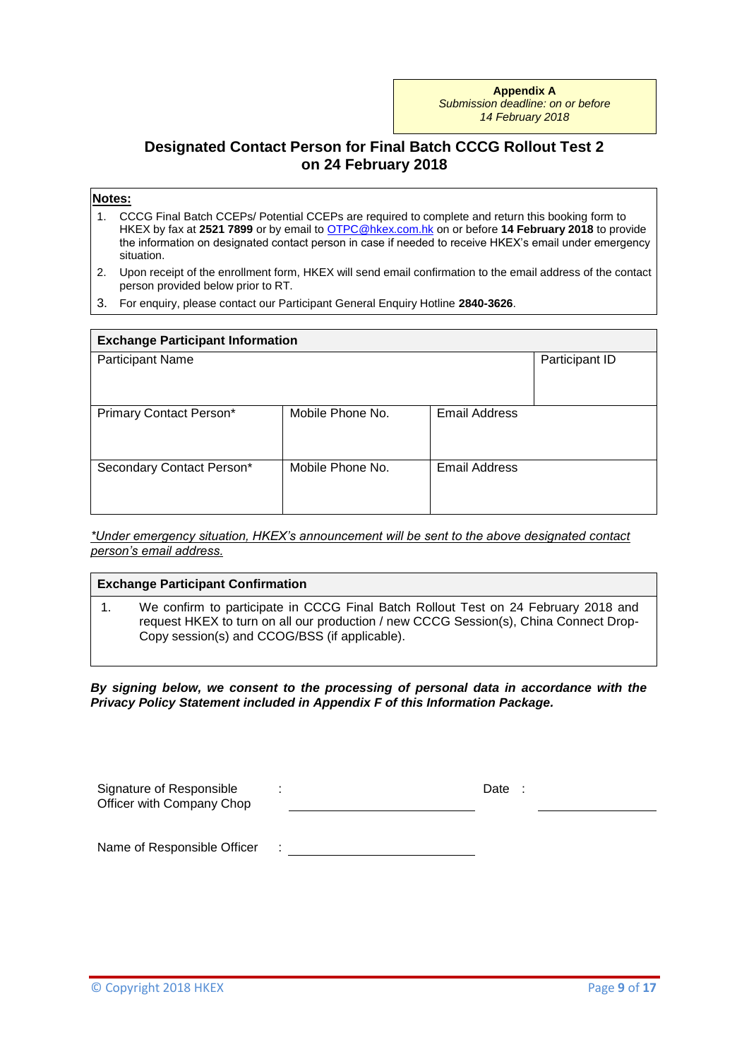**Appendix A**
*Submission deadline: on or before 14 February 2018*

# Designated Contact Person for Final Batch CCCG Rollout Test 2 on 24 February 2018

**Notes:**

1. CCCG Final Batch CCEPs/ Potential CCEPs are required to complete and return this booking form to HKEX by fax at **2521 7899** or by email to OTPC@hkex.com.hk on or before **14 February 2018** to provide the information on designated contact person in case if needed to receive HKEX's email under emergency situation.
2. Upon receipt of the enrollment form, HKEX will send email confirmation to the email address of the contact person provided below prior to RT.
3. For enquiry, please contact our Participant General Enquiry Hotline **2840-3626**.

| **Exchange Participant Information** | | | |
|---|---|---|---|
| Participant Name | | | Participant ID |
| Primary Contact Person* | Mobile Phone No. | Email Address | |
| Secondary Contact Person* | Mobile Phone No. | Email Address | |

*\*Under emergency situation, HKEX's announcement will be sent to the above designated contact person's email address.*

| **Exchange Participant Confirmation** |
|---|
| 1. We confirm to participate in CCCG Final Batch Rollout Test on 24 February 2018 and request HKEX to turn on all our production / new CCCG Session(s), China Connect Drop-Copy session(s) and CCOG/BSS (if applicable). |

***By signing below, we consent to the processing of personal data in accordance with the Privacy Policy Statement included in Appendix F of this Information Package.***

Signature of Responsible Officer with Company Chop : ______________________ Date : ______________

Name of Responsible Officer : ______________________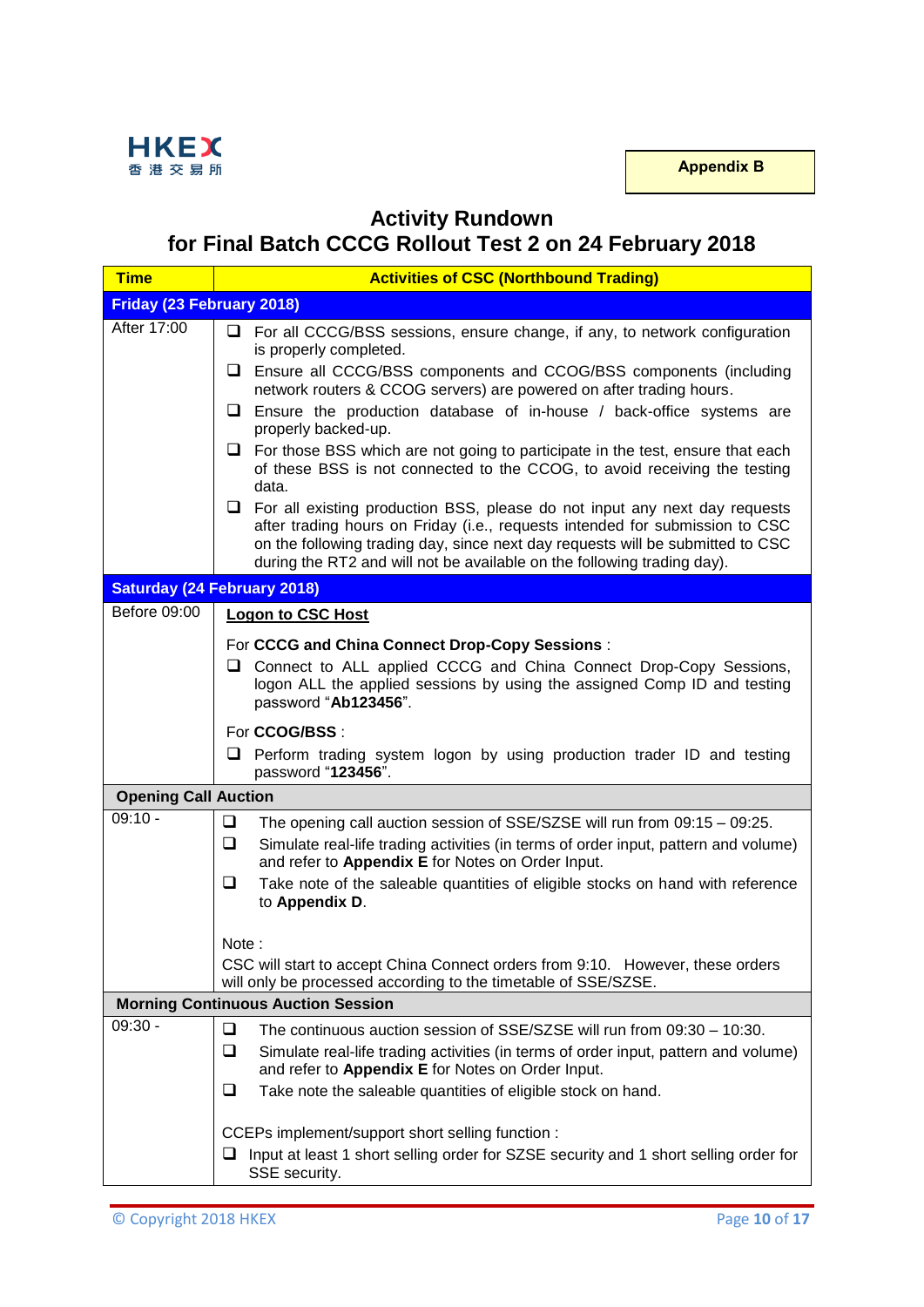Appendix B

# Activity Rundown
# for Final Batch CCCG Rollout Test 2 on 24 February 2018

| Time | Activities of CSC (Northbound Trading) |
| --- | --- |
| **Friday (23 February 2018)** | |
| After 17:00 | ❑ For all CCCG/BSS sessions, ensure change, if any, to network configuration is properly completed.<br>❑ Ensure all CCCG/BSS components and CCOG/BSS components (including network routers & CCOG servers) are powered on after trading hours.<br>❑ Ensure the production database of in-house / back-office systems are properly backed-up.<br>❑ For those BSS which are not going to participate in the test, ensure that each of these BSS is not connected to the CCOG, to avoid receiving the testing data.<br>❑ For all existing production BSS, please do not input any next day requests after trading hours on Friday (i.e., requests intended for submission to CSC on the following trading day, since next day requests will be submitted to CSC during the RT2 and will not be available on the following trading day). |
| **Saturday (24 February 2018)** | |
| Before 09:00 | **Logon to CSC Host**<br><br>For **CCCG and China Connect Drop-Copy Sessions** :<br>❑ Connect to ALL applied CCCG and China Connect Drop-Copy Sessions, logon ALL the applied sessions by using the assigned Comp ID and testing password "**Ab123456**".<br><br>For **CCOG/BSS** :<br>❑ Perform trading system logon by using production trader ID and testing password "**123456**". |
| **Opening Call Auction** | |
| 09:10 - | ❑ The opening call auction session of SSE/SZSE will run from 09:15 – 09:25.<br>❑ Simulate real-life trading activities (in terms of order input, pattern and volume) and refer to **Appendix E** for Notes on Order Input.<br>❑ Take note of the saleable quantities of eligible stocks on hand with reference to **Appendix D**.<br><br>Note :<br>CSC will start to accept China Connect orders from 9:10. However, these orders will only be processed according to the timetable of SSE/SZSE. |
| **Morning Continuous Auction Session** | |
| 09:30 - | ❑ The continuous auction session of SSE/SZSE will run from 09:30 – 10:30.<br>❑ Simulate real-life trading activities (in terms of order input, pattern and volume) and refer to **Appendix E** for Notes on Order Input.<br>❑ Take note the saleable quantities of eligible stock on hand.<br><br>CCEPs implement/support short selling function :<br>❑ Input at least 1 short selling order for SZSE security and 1 short selling order for SSE security. |

© Copyright 2018 HKEX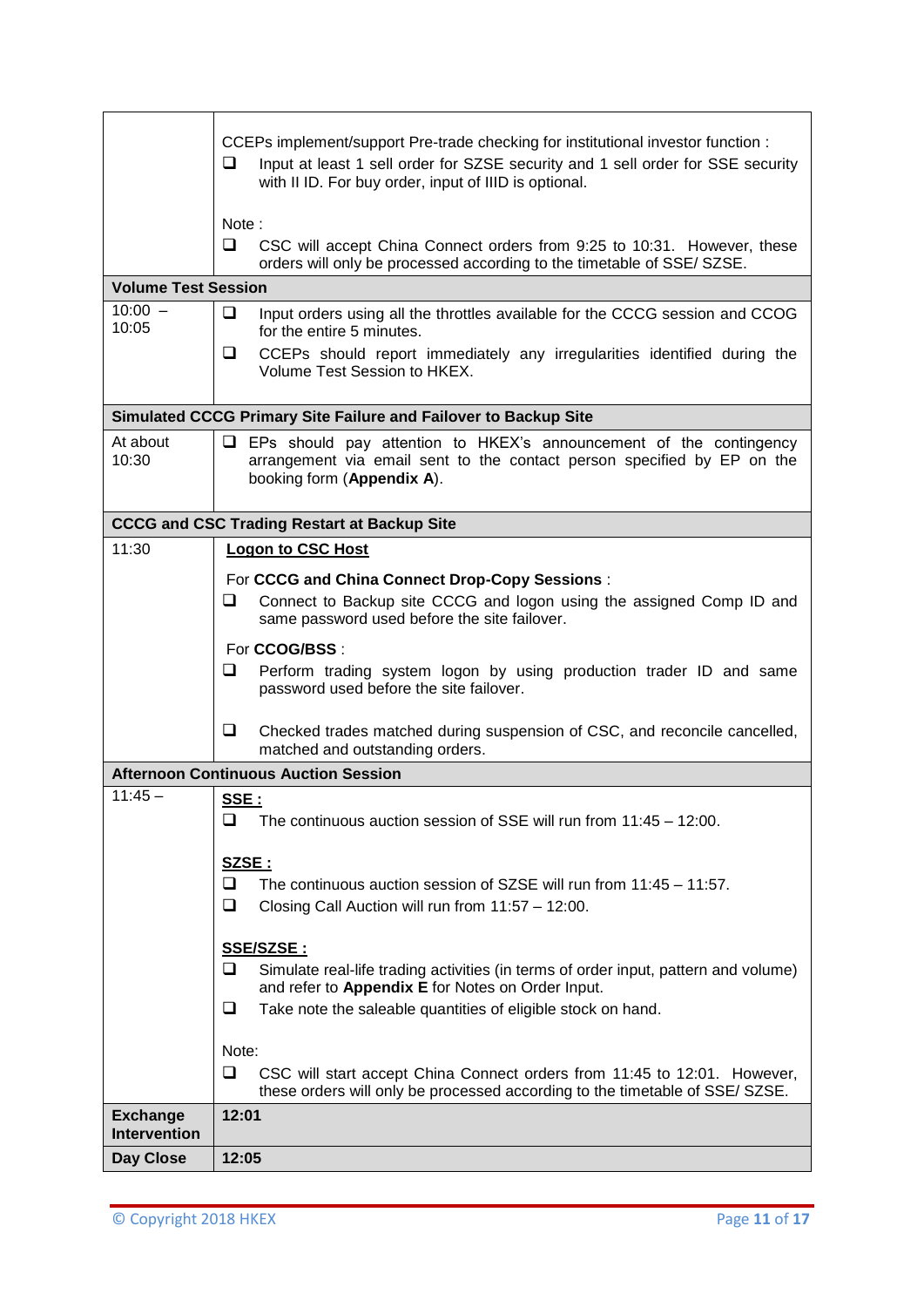| | |
|---|---|
| | CCEPs implement/support Pre-trade checking for institutional investor function :<br>❑ Input at least 1 sell order for SZSE security and 1 sell order for SSE security with II ID. For buy order, input of IIID is optional.<br><br>Note :<br>❑ CSC will accept China Connect orders from 9:25 to 10:31. However, these orders will only be processed according to the timetable of SSE/ SZSE. |
| **Volume Test Session** | |
| 10:00 – 10:05 | ❑ Input orders using all the throttles available for the CCCG session and CCOG for the entire 5 minutes.<br>❑ CCEPs should report immediately any irregularities identified during the Volume Test Session to HKEX. |
| **Simulated CCCG Primary Site Failure and Failover to Backup Site** | |
| At about 10:30 | ❑ EPs should pay attention to HKEX's announcement of the contingency arrangement via email sent to the contact person specified by EP on the booking form (**Appendix A**). |
| **CCCG and CSC Trading Restart at Backup Site** | |
| 11:30 | **Logon to CSC Host**<br><br>For **CCCG and China Connect Drop-Copy Sessions** :<br>❑ Connect to Backup site CCCG and logon using the assigned Comp ID and same password used before the site failover.<br><br>For **CCOG/BSS** :<br>❑ Perform trading system logon by using production trader ID and same password used before the site failover.<br><br>❑ Checked trades matched during suspension of CSC, and reconcile cancelled, matched and outstanding orders. |
| **Afternoon Continuous Auction Session** | |
| 11:45 – | **SSE :**<br>❑ The continuous auction session of SSE will run from 11:45 – 12:00.<br><br>**SZSE :**<br>❑ The continuous auction session of SZSE will run from 11:45 – 11:57.<br>❑ Closing Call Auction will run from 11:57 – 12:00.<br><br>**SSE/SZSE :**<br>❑ Simulate real-life trading activities (in terms of order input, pattern and volume) and refer to **Appendix E** for Notes on Order Input.<br>❑ Take note the saleable quantities of eligible stock on hand.<br><br>Note:<br>❑ CSC will start accept China Connect orders from 11:45 to 12:01. However, these orders will only be processed according to the timetable of SSE/ SZSE. |
| **Exchange Intervention** | **12:01** |
| **Day Close** | **12:05** |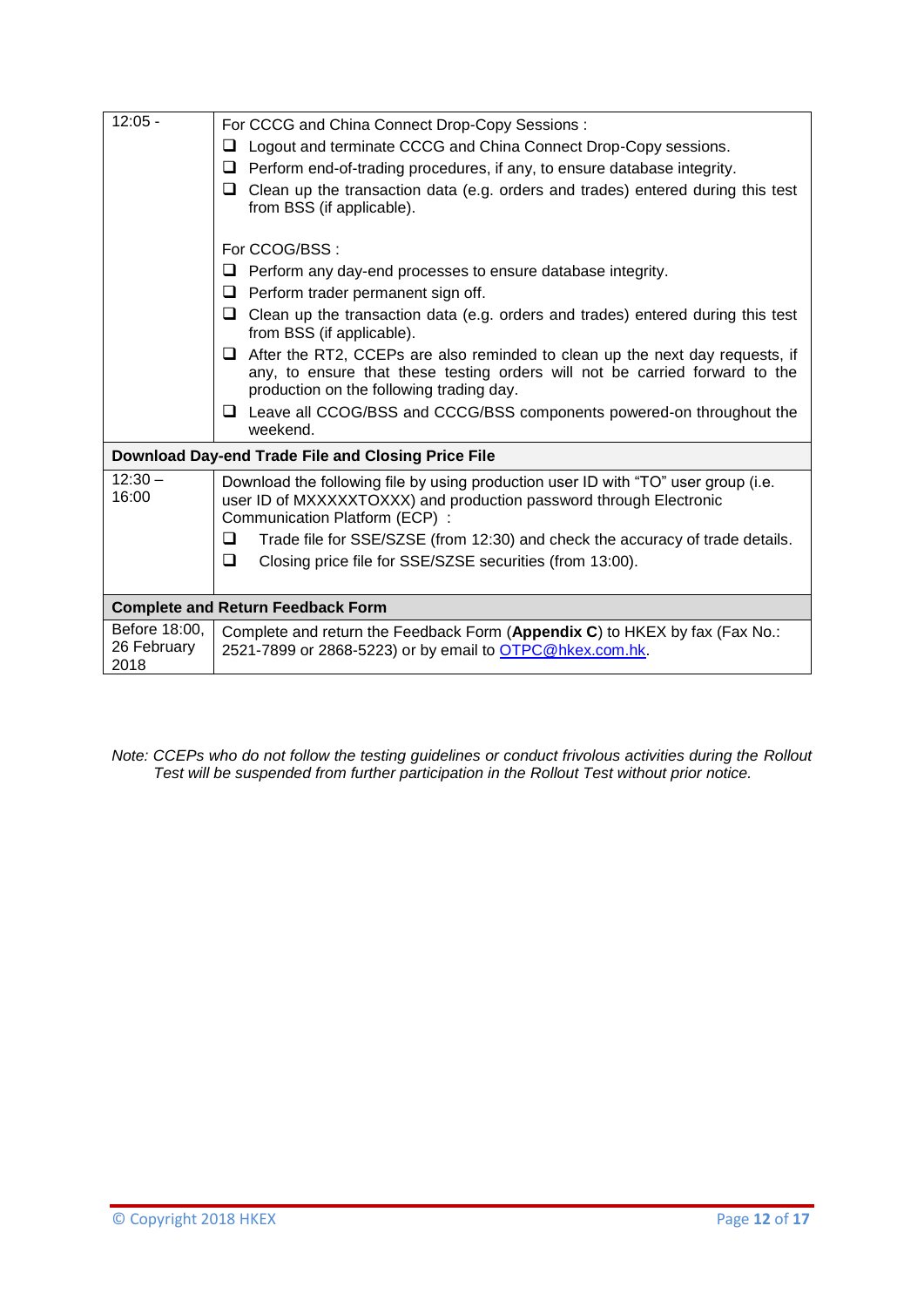| | |
|---|---|
| 12:05 - | For CCCG and China Connect Drop-Copy Sessions :<br>❑ Logout and terminate CCCG and China Connect Drop-Copy sessions.<br>❑ Perform end-of-trading procedures, if any, to ensure database integrity.<br>❑ Clean up the transaction data (e.g. orders and trades) entered during this test from BSS (if applicable).<br><br>For CCOG/BSS :<br>❑ Perform any day-end processes to ensure database integrity.<br>❑ Perform trader permanent sign off.<br>❑ Clean up the transaction data (e.g. orders and trades) entered during this test from BSS (if applicable).<br>❑ After the RT2, CCEPs are also reminded to clean up the next day requests, if any, to ensure that these testing orders will not be carried forward to the production on the following trading day.<br>❑ Leave all CCOG/BSS and CCCG/BSS components powered-on throughout the weekend. |
| **Download Day-end Trade File and Closing Price File** | |
| 12:30 – 16:00 | Download the following file by using production user ID with "TO" user group (i.e. user ID of MXXXXXTOXXX) and production password through Electronic Communication Platform (ECP) :<br>❑ Trade file for SSE/SZSE (from 12:30) and check the accuracy of trade details.<br>❑ Closing price file for SSE/SZSE securities (from 13:00). |
| **Complete and Return Feedback Form** | |
| Before 18:00, 26 February 2018 | Complete and return the Feedback Form (**Appendix C**) to HKEX by fax (Fax No.: 2521-7899 or 2868-5223) or by email to [OTPC@hkex.com.hk](mailto:OTPC@hkex.com.hk). |

*Note: CCEPs who do not follow the testing guidelines or conduct frivolous activities during the Rollout Test will be suspended from further participation in the Rollout Test without prior notice.*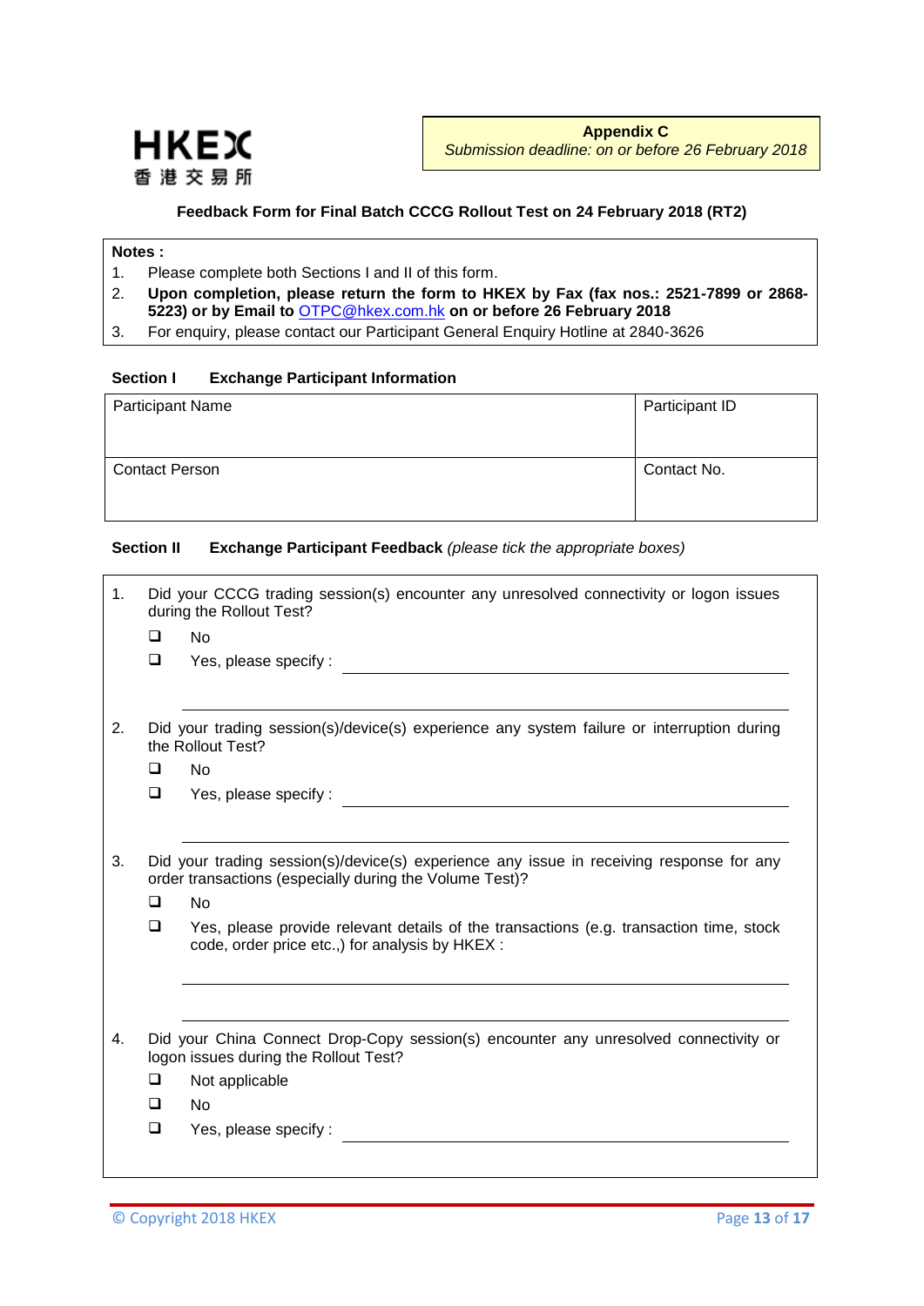HKEX
香港交易所

**Appendix C**
*Submission deadline: on or before 26 February 2018*

**Feedback Form for Final Batch CCCG Rollout Test on 24 February 2018 (RT2)**

**Notes :**

1. Please complete both Sections I and II of this form.
2. **Upon completion, please return the form to HKEX by Fax (fax nos.: 2521-7899 or 2868-5223) or by Email to** OTPC@hkex.com.hk **on or before 26 February 2018**
3. For enquiry, please contact our Participant General Enquiry Hotline at 2840-3626

**Section I Exchange Participant Information**

| Participant Name | Participant ID |
|---|---|
| Contact Person | Contact No. |

**Section II Exchange Participant Feedback** *(please tick the appropriate boxes)*

1. Did your CCCG trading session(s) encounter any unresolved connectivity or logon issues during the Rollout Test?
   - ❑ No
   - ❑ Yes, please specify : ______________________________

     ______________________________

2. Did your trading session(s)/device(s) experience any system failure or interruption during the Rollout Test?
   - ❑ No
   - ❑ Yes, please specify : ______________________________

     ______________________________

3. Did your trading session(s)/device(s) experience any issue in receiving response for any order transactions (especially during the Volume Test)?
   - ❑ No
   - ❑ Yes, please provide relevant details of the transactions (e.g. transaction time, stock code, order price etc.,) for analysis by HKEX :

     ______________________________

     ______________________________

4. Did your China Connect Drop-Copy session(s) encounter any unresolved connectivity or logon issues during the Rollout Test?
   - ❑ Not applicable
   - ❑ No
   - ❑ Yes, please specify : ______________________________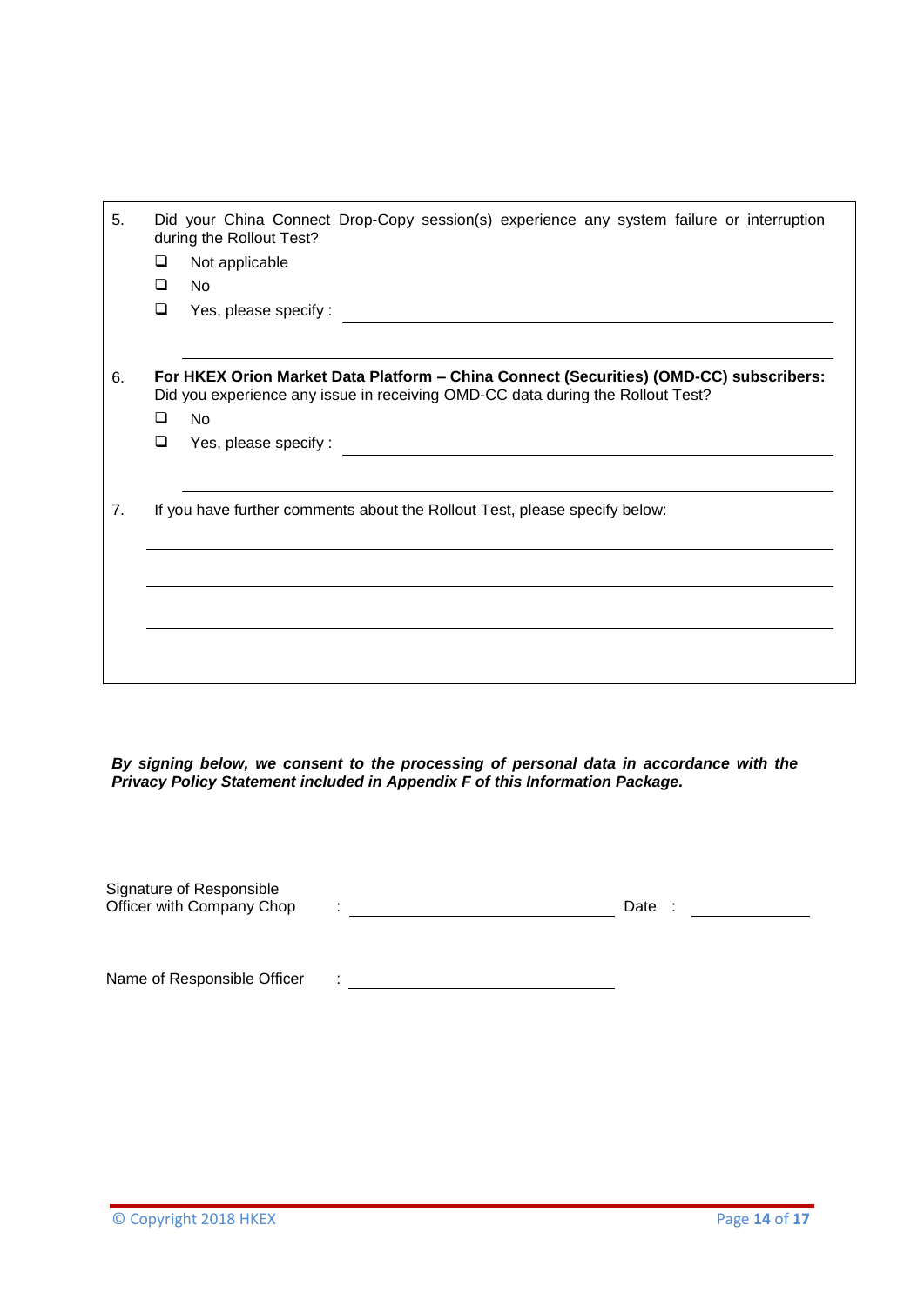5. Did your China Connect Drop-Copy session(s) experience any system failure or interruption during the Rollout Test?

   - ❑ Not applicable
   - ❑ No
   - ❑ Yes, please specify : ______________________________

     ______________________________

6. **For HKEX Orion Market Data Platform – China Connect (Securities) (OMD-CC) subscribers:** Did you experience any issue in receiving OMD-CC data during the Rollout Test?

   - ❑ No
   - ❑ Yes, please specify : ______________________________

     ______________________________

7. If you have further comments about the Rollout Test, please specify below:

   ______________________________

   ______________________________

   ______________________________

***By signing below, we consent to the processing of personal data in accordance with the Privacy Policy Statement included in Appendix F of this Information Package.***

Signature of Responsible Officer with Company Chop : ______________________________ Date : ______________

Name of Responsible Officer : ______________________________

© Copyright 2018 HKEX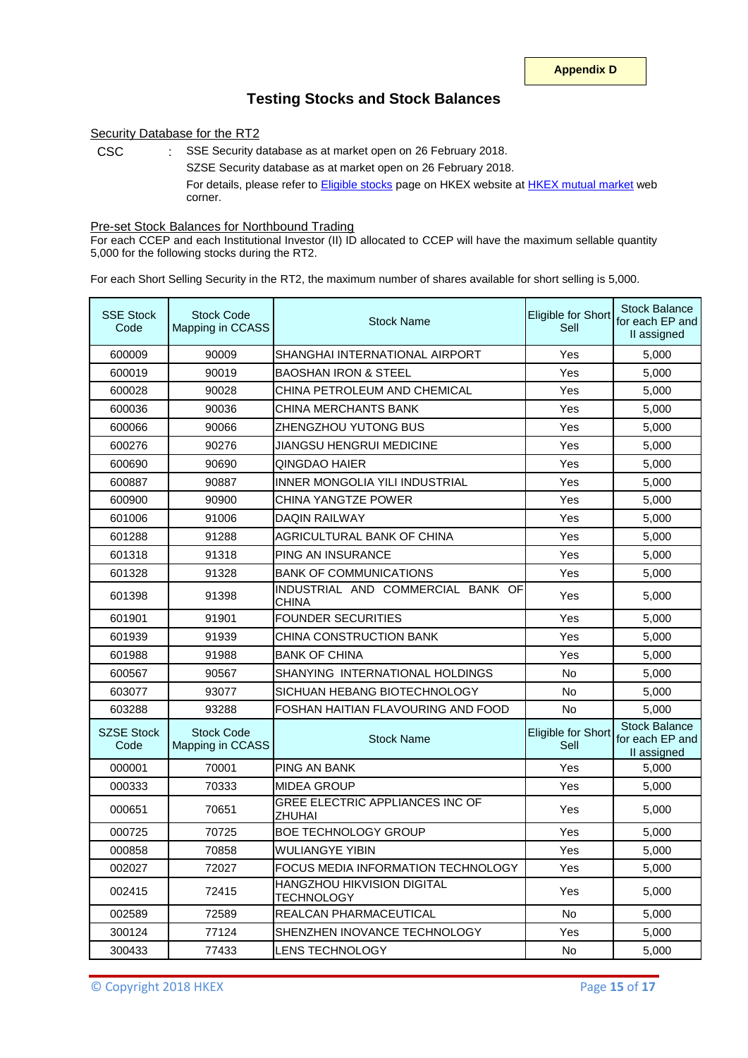**Appendix D**

# Testing Stocks and Stock Balances

## Security Database for the RT2

CSC : SSE Security database as at market open on 26 February 2018.

SZSE Security database as at market open on 26 February 2018.

For details, please refer to Eligible stocks page on HKEX website at HKEX mutual market web corner.

## Pre-set Stock Balances for Northbound Trading

For each CCEP and each Institutional Investor (II) ID allocated to CCEP will have the maximum sellable quantity 5,000 for the following stocks during the RT2.

For each Short Selling Security in the RT2, the maximum number of shares available for short selling is 5,000.

| SSE Stock Code | Stock Code Mapping in CCASS | Stock Name | Eligible for Short Sell | Stock Balance for each EP and II assigned |
|---|---|---|---|---|
| 600009 | 90009 | SHANGHAI INTERNATIONAL AIRPORT | Yes | 5,000 |
| 600019 | 90019 | BAOSHAN IRON & STEEL | Yes | 5,000 |
| 600028 | 90028 | CHINA PETROLEUM AND CHEMICAL | Yes | 5,000 |
| 600036 | 90036 | CHINA MERCHANTS BANK | Yes | 5,000 |
| 600066 | 90066 | ZHENGZHOU YUTONG BUS | Yes | 5,000 |
| 600276 | 90276 | JIANGSU HENGRUI MEDICINE | Yes | 5,000 |
| 600690 | 90690 | QINGDAO HAIER | Yes | 5,000 |
| 600887 | 90887 | INNER MONGOLIA YILI INDUSTRIAL | Yes | 5,000 |
| 600900 | 90900 | CHINA YANGTZE POWER | Yes | 5,000 |
| 601006 | 91006 | DAQIN RAILWAY | Yes | 5,000 |
| 601288 | 91288 | AGRICULTURAL BANK OF CHINA | Yes | 5,000 |
| 601318 | 91318 | PING AN INSURANCE | Yes | 5,000 |
| 601328 | 91328 | BANK OF COMMUNICATIONS | Yes | 5,000 |
| 601398 | 91398 | INDUSTRIAL AND COMMERCIAL BANK OF CHINA | Yes | 5,000 |
| 601901 | 91901 | FOUNDER SECURITIES | Yes | 5,000 |
| 601939 | 91939 | CHINA CONSTRUCTION BANK | Yes | 5,000 |
| 601988 | 91988 | BANK OF CHINA | Yes | 5,000 |
| 600567 | 90567 | SHANYING INTERNATIONAL HOLDINGS | No | 5,000 |
| 603077 | 93077 | SICHUAN HEBANG BIOTECHNOLOGY | No | 5,000 |
| 603288 | 93288 | FOSHAN HAITIAN FLAVOURING AND FOOD | No | 5,000 |
| **SZSE Stock Code** | **Stock Code Mapping in CCASS** | **Stock Name** | **Eligible for Short Sell** | **Stock Balance for each EP and II assigned** |
| 000001 | 70001 | PING AN BANK | Yes | 5,000 |
| 000333 | 70333 | MIDEA GROUP | Yes | 5,000 |
| 000651 | 70651 | GREE ELECTRIC APPLIANCES INC OF ZHUHAI | Yes | 5,000 |
| 000725 | 70725 | BOE TECHNOLOGY GROUP | Yes | 5,000 |
| 000858 | 70858 | WULIANGYE YIBIN | Yes | 5,000 |
| 002027 | 72027 | FOCUS MEDIA INFORMATION TECHNOLOGY | Yes | 5,000 |
| 002415 | 72415 | HANGZHOU HIKVISION DIGITAL TECHNOLOGY | Yes | 5,000 |
| 002589 | 72589 | REALCAN PHARMACEUTICAL | No | 5,000 |
| 300124 | 77124 | SHENZHEN INOVANCE TECHNOLOGY | Yes | 5,000 |
| 300433 | 77433 | LENS TECHNOLOGY | No | 5,000 |

© Copyright 2018 HKEX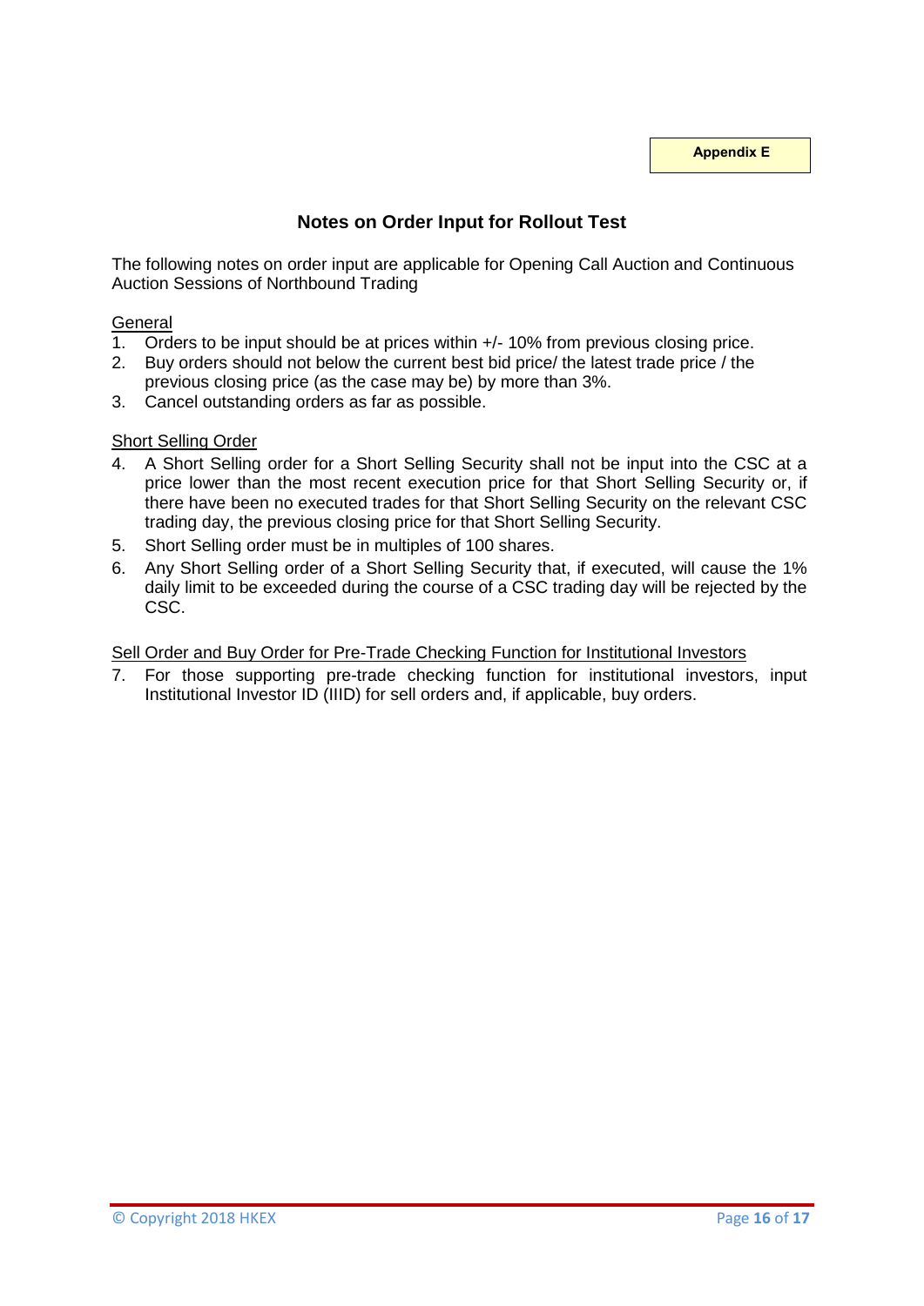**Appendix E**

## Notes on Order Input for Rollout Test

The following notes on order input are applicable for Opening Call Auction and Continuous Auction Sessions of Northbound Trading

General

1. Orders to be input should be at prices within +/- 10% from previous closing price.
2. Buy orders should not below the current best bid price/ the latest trade price / the previous closing price (as the case may be) by more than 3%.
3. Cancel outstanding orders as far as possible.

Short Selling Order

4. A Short Selling order for a Short Selling Security shall not be input into the CSC at a price lower than the most recent execution price for that Short Selling Security or, if there have been no executed trades for that Short Selling Security on the relevant CSC trading day, the previous closing price for that Short Selling Security.
5. Short Selling order must be in multiples of 100 shares.
6. Any Short Selling order of a Short Selling Security that, if executed, will cause the 1% daily limit to be exceeded during the course of a CSC trading day will be rejected by the CSC.

Sell Order and Buy Order for Pre-Trade Checking Function for Institutional Investors

7. For those supporting pre-trade checking function for institutional investors, input Institutional Investor ID (IIID) for sell orders and, if applicable, buy orders.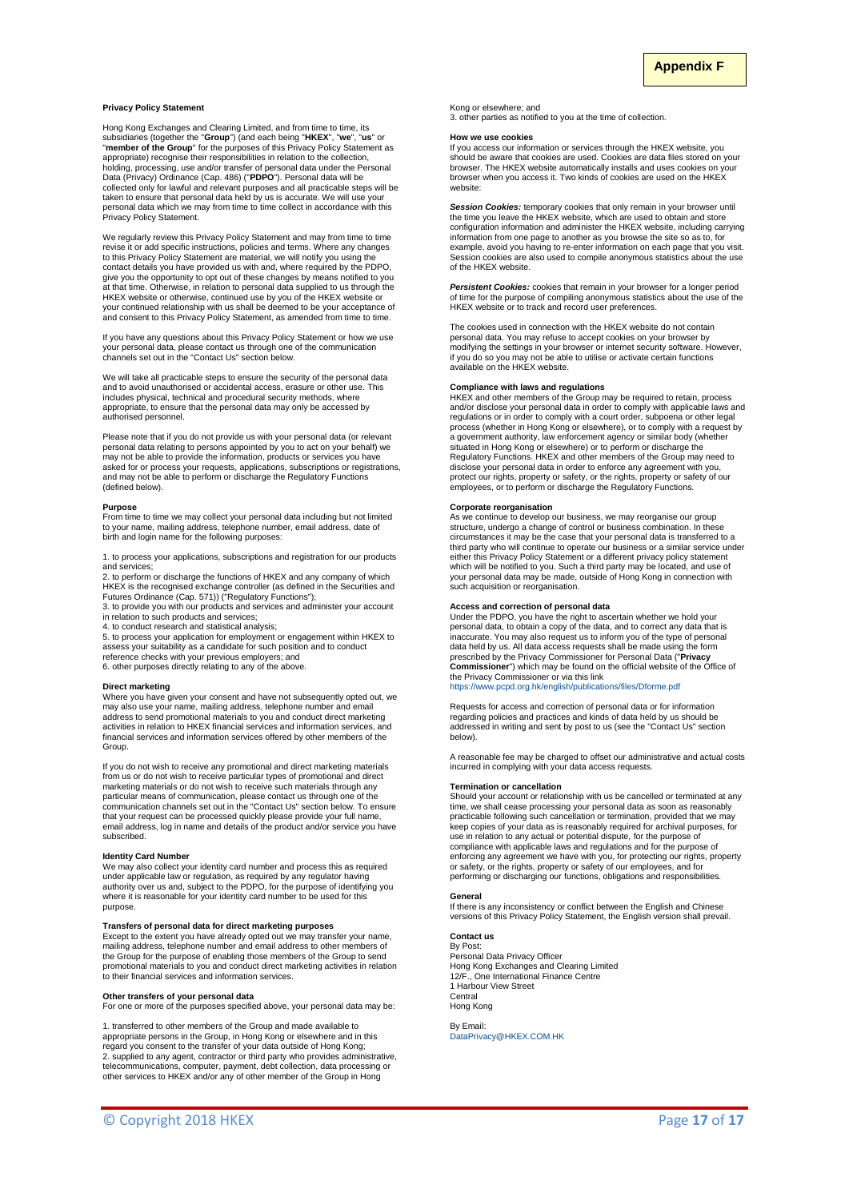**Appendix F**

**Privacy Policy Statement**

Hong Kong Exchanges and Clearing Limited, and from time to time, its subsidiaries (together the "**Group**") (and each being "**HKEX**", "**we**", "**us**" or "**member of the Group**" for the purposes of this Privacy Policy Statement as appropriate) recognise their responsibilities in relation to the collection, holding, processing, use and/or transfer of personal data under the Personal Data (Privacy) Ordinance (Cap. 486) ("**PDPO**"). Personal data will be collected only for lawful and relevant purposes and all practicable steps will be taken to ensure that personal data held by us is accurate. We will use your personal data which we may from time to time collect in accordance with this Privacy Policy Statement.

We regularly review this Privacy Policy Statement and may from time to time revise it or add specific instructions, policies and terms. Where any changes to this Privacy Policy Statement are material, we will notify you using the contact details you have provided us with and, where required by the PDPO, give you the opportunity to opt out of these changes by means notified to you at that time. Otherwise, in relation to personal data supplied to us through the HKEX website or otherwise, continued use by you of the HKEX website or your continued relationship with us shall be deemed to be your acceptance of and consent to this Privacy Policy Statement, as amended from time to time.

If you have any questions about this Privacy Policy Statement or how we use your personal data, please contact us through one of the communication channels set out in the "Contact Us" section below.

We will take all practicable steps to ensure the security of the personal data and to avoid unauthorised or accidental access, erasure or other use. This includes physical, technical and procedural security methods, where appropriate, to ensure that the personal data may only be accessed by authorised personnel.

Please note that if you do not provide us with your personal data (or relevant personal data relating to persons appointed by you to act on your behalf) we may not be able to provide the information, products or services you have asked for or process your requests, applications, subscriptions or registrations, and may not be able to perform or discharge the Regulatory Functions (defined below).

**Purpose**

From time to time we may collect your personal data including but not limited to your name, mailing address, telephone number, email address, date of birth and login name for the following purposes:

1. to process your applications, subscriptions and registration for our products and services;
2. to perform or discharge the functions of HKEX and any company of which HKEX is the recognised exchange controller (as defined in the Securities and Futures Ordinance (Cap. 571)) ("Regulatory Functions");
3. to provide you with our products and services and administer your account in relation to such products and services;
4. to conduct research and statistical analysis;
5. to process your application for employment or engagement within HKEX to assess your suitability as a candidate for such position and to conduct reference checks with your previous employers; and
6. other purposes directly relating to any of the above.

**Direct marketing**

Where you have given your consent and have not subsequently opted out, we may also use your name, mailing address, telephone number and email address to send promotional materials to you and conduct direct marketing activities in relation to HKEX financial services and information services, and financial services and information services offered by other members of the Group.

If you do not wish to receive any promotional and direct marketing materials from us or do not wish to receive particular types of promotional and direct marketing materials or do not wish to receive such materials through any particular means of communication, please contact us through one of the communication channels set out in the "Contact Us" section below. To ensure that your request can be processed quickly please provide your full name, email address, log in name and details of the product and/or service you have subscribed.

**Identity Card Number**

We may also collect your identity card number and process this as required under applicable law or regulation, as required by any regulator having authority over us and, subject to the PDPO, for the purpose of identifying you where it is reasonable for your identity card number to be used for this purpose.

**Transfers of personal data for direct marketing purposes**

Except to the extent you have already opted out we may transfer your name, mailing address, telephone number and email address to other members of the Group for the purpose of enabling those members of the Group to send promotional materials to you and conduct direct marketing activities in relation to their financial services and information services.

**Other transfers of your personal data**

For one or more of the purposes specified above, your personal data may be:

1. transferred to other members of the Group and made available to appropriate persons in the Group, in Hong Kong or elsewhere and in this regard you consent to the transfer of your data outside of Hong Kong;
2. supplied to any agent, contractor or third party who provides administrative, telecommunications, computer, payment, debt collection, data processing or other services to HKEX and/or any of other member of the Group in Hong Kong or elsewhere; and
3. other parties as notified to you at the time of collection.

**How we use cookies**

If you access our information or services through the HKEX website, you should be aware that cookies are used. Cookies are data files stored on your browser. The HKEX website automatically installs and uses cookies on your browser when you access it. Two kinds of cookies are used on the HKEX website:

***Session Cookies:*** temporary cookies that only remain in your browser until the time you leave the HKEX website, which are used to obtain and store configuration information and administer the HKEX website, including carrying information from one page to another as you browse the site so as to, for example, avoid you having to re-enter information on each page that you visit. Session cookies are also used to compile anonymous statistics about the use of the HKEX website.

***Persistent Cookies:*** cookies that remain in your browser for a longer period of time for the purpose of compiling anonymous statistics about the use of the HKEX website or to track and record user preferences.

The cookies used in connection with the HKEX website do not contain personal data. You may refuse to accept cookies on your browser by modifying the settings in your browser or internet security software. However, if you do so you may not be able to utilise or activate certain functions available on the HKEX website.

**Compliance with laws and regulations**

HKEX and other members of the Group may be required to retain, process and/or disclose your personal data in order to comply with applicable laws and regulations or in order to comply with a court order, subpoena or other legal process (whether in Hong Kong or elsewhere), or to comply with a request by a government authority, law enforcement agency or similar body (whether situated in Hong Kong or elsewhere) or to perform or discharge the Regulatory Functions. HKEX and other members of the Group may need to disclose your personal data in order to enforce any agreement with you, protect our rights, property or safety, or the rights, property or safety of our employees, or to perform or discharge the Regulatory Functions.

**Corporate reorganisation**

As we continue to develop our business, we may reorganise our group structure, undergo a change of control or business combination. In these circumstances it may be the case that your personal data is transferred to a third party who will continue to operate our business or a similar service under either this Privacy Policy Statement or a different privacy policy statement which will be notified to you. Such a third party may be located, and use of your personal data may be made, outside of Hong Kong in connection with such acquisition or reorganisation.

**Access and correction of personal data**

Under the PDPO, you have the right to ascertain whether we hold your personal data, to obtain a copy of the data, and to correct any data that is inaccurate. You may also request us to inform you of the type of personal data held by us. All data access requests shall be made using the form prescribed by the Privacy Commissioner for Personal Data ("**Privacy Commissioner**") which may be found on the official website of the Office of the Privacy Commissioner or via this link https://www.pcpd.org.hk/english/publications/files/Dforme.pdf

Requests for access and correction of personal data or for information regarding policies and practices and kinds of data held by us should be addressed in writing and sent by post to us (see the "Contact Us" section below).

A reasonable fee may be charged to offset our administrative and actual costs incurred in complying with your data access requests.

**Termination or cancellation**

Should your account or relationship with us be cancelled or terminated at any time, we shall cease processing your personal data as soon as reasonably practicable following such cancellation or termination, provided that we may keep copies of your data as is reasonably required for archival purposes, for use in relation to any actual or potential dispute, for the purpose of compliance with applicable laws and regulations and for the purpose of enforcing any agreement we have with you, for protecting our rights, property or safety, or the rights, property or safety of our employees, and for performing or discharging our functions, obligations and responsibilities.

**General**

If there is any inconsistency or conflict between the English and Chinese versions of this Privacy Policy Statement, the English version shall prevail.

**Contact us**

By Post:
Personal Data Privacy Officer
Hong Kong Exchanges and Clearing Limited
12/F., One International Finance Centre
1 Harbour View Street
Central
Hong Kong

By Email:
DataPrivacy@HKEX.COM.HK

© Copyright 2018 HKEX